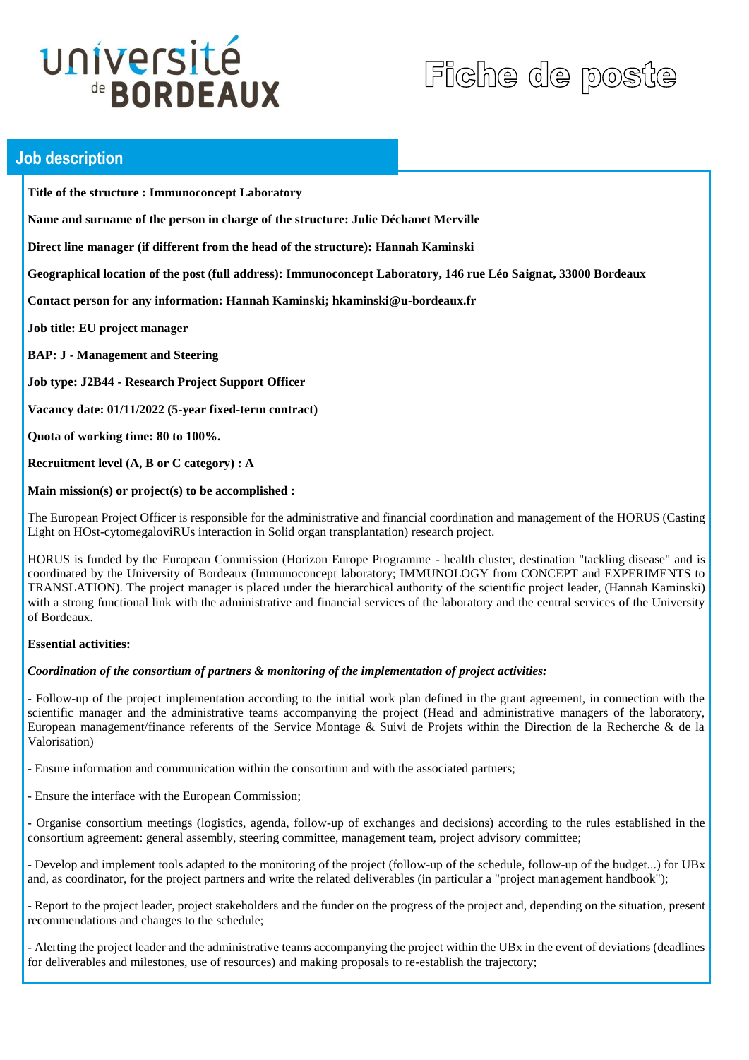# université de BORDEAUX

# Fiche de poste

## Job description

**Title of the structure : Immunoconcept Laboratory**

**Name and surname of the person in charge of the structure: Julie Déchanet Merville**

**Direct line manager (if different from the head of the structure): Hannah Kaminski**

**Geographical location of the post (full address): Immunoconcept Laboratory, 146 rue Léo Saignat, 33000 Bordeaux**

**Contact person for any information: Hannah Kaminski; hkaminski@u-bordeaux.fr**

**Job title: EU project manager**

**BAP: J - Management and Steering**

**Job type: J2B44 - Research Project Support Officer**

**Vacancy date: 01/11/2022 (5-year fixed-term contract)**

**Quota of working time: 80 to 100%.**

**Recruitment level (A, B or C category) : A**

**Main mission(s) or project(s) to be accomplished :**

The European Project Officer is responsible for the administrative and financial coordination and management of the HORUS (Casting Light on HOst-cytomegaloviRUs interaction in Solid organ transplantation) research project.

HORUS is funded by the European Commission (Horizon Europe Programme - health cluster, destination "tackling disease" and is coordinated by the University of Bordeaux (Immunoconcept laboratory; IMMUNOLOGY from CONCEPT and EXPERIMENTS to TRANSLATION). The project manager is placed under the hierarchical authority of the scientific project leader, (Hannah Kaminski) with a strong functional link with the administrative and financial services of the laboratory and the central services of the University of Bordeaux.

**Essential activities:**

***Coordination of the consortium of partners & monitoring of the implementation of project activities:***

- Follow-up of the project implementation according to the initial work plan defined in the grant agreement, in connection with the scientific manager and the administrative teams accompanying the project (Head and administrative managers of the laboratory, European management/finance referents of the Service Montage & Suivi de Projets within the Direction de la Recherche & de la Valorisation)
- Ensure information and communication within the consortium and with the associated partners;
- Ensure the interface with the European Commission;
- Organise consortium meetings (logistics, agenda, follow-up of exchanges and decisions) according to the rules established in the consortium agreement: general assembly, steering committee, management team, project advisory committee;
- Develop and implement tools adapted to the monitoring of the project (follow-up of the schedule, follow-up of the budget...) for UBx and, as coordinator, for the project partners and write the related deliverables (in particular a "project management handbook");
- Report to the project leader, project stakeholders and the funder on the progress of the project and, depending on the situation, present recommendations and changes to the schedule;
- Alerting the project leader and the administrative teams accompanying the project within the UBx in the event of deviations (deadlines for deliverables and milestones, use of resources) and making proposals to re-establish the trajectory;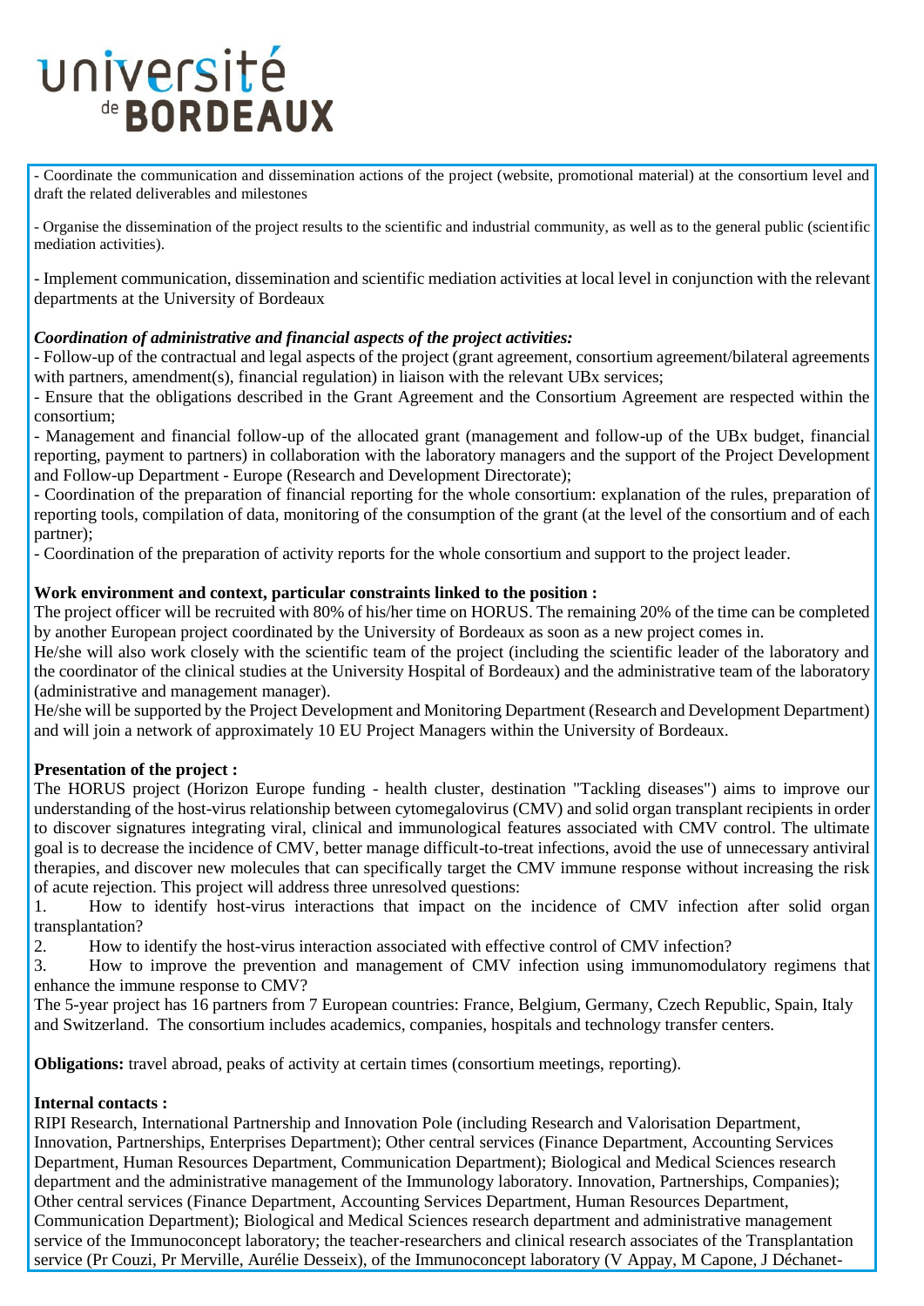- Coordinate the communication and dissemination actions of the project (website, promotional material) at the consortium level and draft the related deliverables and milestones

- Organise the dissemination of the project results to the scientific and industrial community, as well as to the general public (scientific mediation activities).

- Implement communication, dissemination and scientific mediation activities at local level in conjunction with the relevant departments at the University of Bordeaux

***Coordination of administrative and financial aspects of the project activities:***

- Follow-up of the contractual and legal aspects of the project (grant agreement, consortium agreement/bilateral agreements with partners, amendment(s), financial regulation) in liaison with the relevant UBx services;
- Ensure that the obligations described in the Grant Agreement and the Consortium Agreement are respected within the consortium;
- Management and financial follow-up of the allocated grant (management and follow-up of the UBx budget, financial reporting, payment to partners) in collaboration with the laboratory managers and the support of the Project Development and Follow-up Department - Europe (Research and Development Directorate);
- Coordination of the preparation of financial reporting for the whole consortium: explanation of the rules, preparation of reporting tools, compilation of data, monitoring of the consumption of the grant (at the level of the consortium and of each partner);
- Coordination of the preparation of activity reports for the whole consortium and support to the project leader.

**Work environment and context, particular constraints linked to the position :**

The project officer will be recruited with 80% of his/her time on HORUS. The remaining 20% of the time can be completed by another European project coordinated by the University of Bordeaux as soon as a new project comes in.

He/she will also work closely with the scientific team of the project (including the scientific leader of the laboratory and the coordinator of the clinical studies at the University Hospital of Bordeaux) and the administrative team of the laboratory (administrative and management manager).

He/she will be supported by the Project Development and Monitoring Department (Research and Development Department) and will join a network of approximately 10 EU Project Managers within the University of Bordeaux.

**Presentation of the project :**

The HORUS project (Horizon Europe funding - health cluster, destination "Tackling diseases") aims to improve our understanding of the host-virus relationship between cytomegalovirus (CMV) and solid organ transplant recipients in order to discover signatures integrating viral, clinical and immunological features associated with CMV control. The ultimate goal is to decrease the incidence of CMV, better manage difficult-to-treat infections, avoid the use of unnecessary antiviral therapies, and discover new molecules that can specifically target the CMV immune response without increasing the risk of acute rejection. This project will address three unresolved questions:

1. How to identify host-virus interactions that impact on the incidence of CMV infection after solid organ transplantation?
2. How to identify the host-virus interaction associated with effective control of CMV infection?
3. How to improve the prevention and management of CMV infection using immunomodulatory regimens that enhance the immune response to CMV?

The 5-year project has 16 partners from 7 European countries: France, Belgium, Germany, Czech Republic, Spain, Italy and Switzerland. The consortium includes academics, companies, hospitals and technology transfer centers.

**Obligations:** travel abroad, peaks of activity at certain times (consortium meetings, reporting).

**Internal contacts :**

RIPI Research, International Partnership and Innovation Pole (including Research and Valorisation Department, Innovation, Partnerships, Enterprises Department); Other central services (Finance Department, Accounting Services Department, Human Resources Department, Communication Department); Biological and Medical Sciences research department and the administrative management of the Immunology laboratory. Innovation, Partnerships, Companies); Other central services (Finance Department, Accounting Services Department, Human Resources Department, Communication Department); Biological and Medical Sciences research department and administrative management service of the Immunoconcept laboratory; the teacher-researchers and clinical research associates of the Transplantation service (Pr Couzi, Pr Merville, Aurélie Desseix), of the Immunoconcept laboratory (V Appay, M Capone, J Déchanet-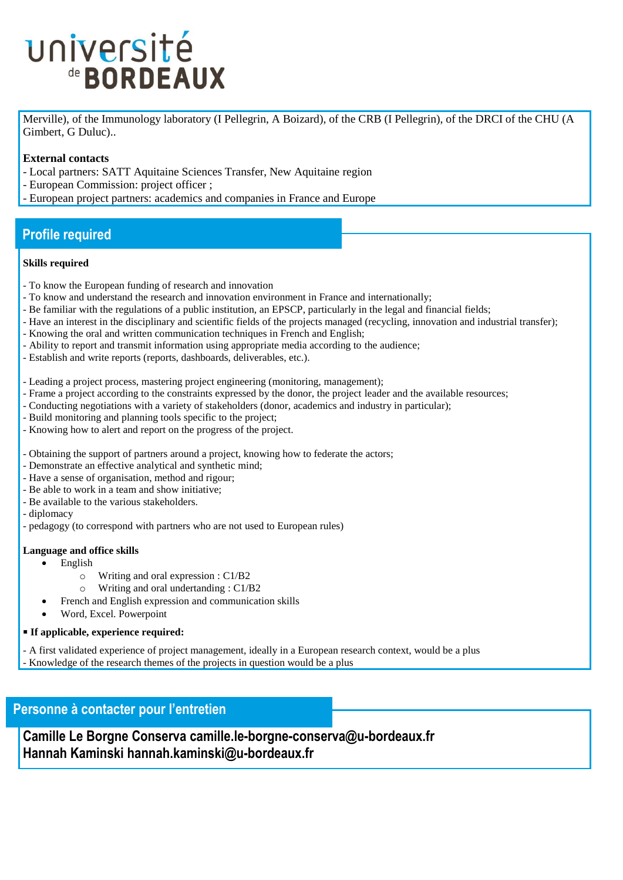Merville), of the Immunology laboratory (I Pellegrin, A Boizard), of the CRB (I Pellegrin), of the DRCI of the CHU (A Gimbert, G Duluc)..

**External contacts**

- Local partners: SATT Aquitaine Sciences Transfer, New Aquitaine region
- European Commission: project officer ;
- European project partners: academics and companies in France and Europe

## Profile required

**Skills required**

- To know the European funding of research and innovation
- To know and understand the research and innovation environment in France and internationally;
- Be familiar with the regulations of a public institution, an EPSCP, particularly in the legal and financial fields;
- Have an interest in the disciplinary and scientific fields of the projects managed (recycling, innovation and industrial transfer);
- Knowing the oral and written communication techniques in French and English;
- Ability to report and transmit information using appropriate media according to the audience;
- Establish and write reports (reports, dashboards, deliverables, etc.).

- Leading a project process, mastering project engineering (monitoring, management);
- Frame a project according to the constraints expressed by the donor, the project leader and the available resources;
- Conducting negotiations with a variety of stakeholders (donor, academics and industry in particular);
- Build monitoring and planning tools specific to the project;
- Knowing how to alert and report on the progress of the project.

- Obtaining the support of partners around a project, knowing how to federate the actors;
- Demonstrate an effective analytical and synthetic mind;
- Have a sense of organisation, method and rigour;
- Be able to work in a team and show initiative;
- Be available to the various stakeholders.
- diplomacy
- pedagogy (to correspond with partners who are not used to European rules)

**Language and office skills**

- English
  - Writing and oral expression : C1/B2
  - Writing and oral undertanding : C1/B2
- French and English expression and communication skills
- Word, Excel. Powerpoint

**▪ If applicable, experience required:**

- A first validated experience of project management, ideally in a European research context, would be a plus
- Knowledge of the research themes of the projects in question would be a plus

## Personne à contacter pour l'entretien

**Camille Le Borgne Conserva camille.le-borgne-conserva@u-bordeaux.fr**
**Hannah Kaminski hannah.kaminski@u-bordeaux.fr**